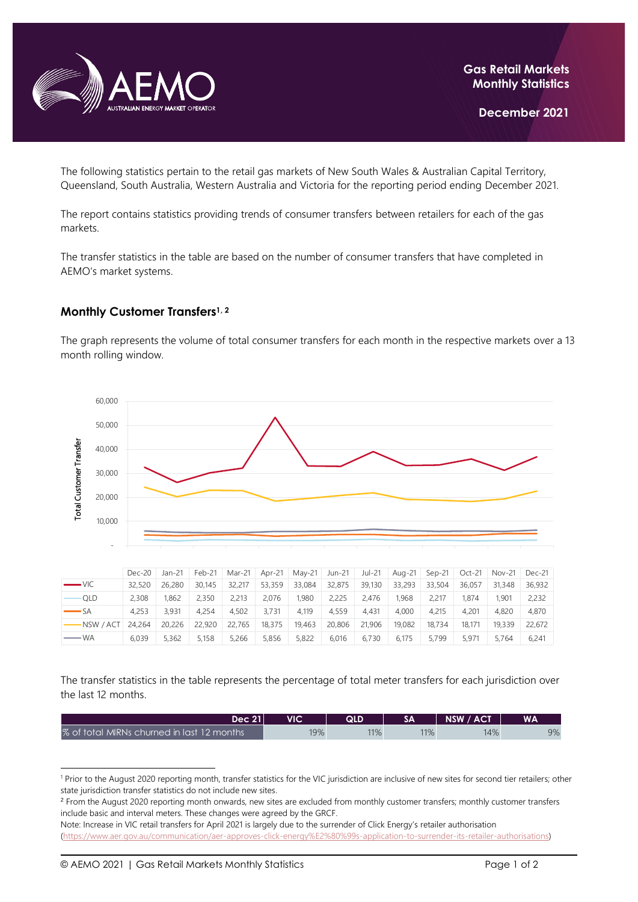# Gas Retail Markets Monthly Statistics

**December 2021**

The following statistics pertain to the retail gas markets of New South Wales & Australian Capital Territory, Queensland, South Australia, Western Australia and Victoria for the reporting period ending December 2021.

The report contains statistics providing trends of consumer transfers between retailers for each of the gas markets.

The transfer statistics in the table are based on the number of consumer transfers that have completed in AEMO's market systems.

## Monthly Customer Transfers[1, 2]

The graph represents the volume of total consumer transfers for each month in the respective markets over a 13 month rolling window.

Total Customer Transfer

60,000
50,000
40,000
30,000
20,000
10,000
-

| | Dec-20 | Jan-21 | Feb-21 | Mar-21 | Apr-21 | May-21 | Jun-21 | Jul-21 | Aug-21 | Sep-21 | Oct-21 | Nov-21 | Dec-21 |
|---|---|---|---|---|---|---|---|---|---|---|---|---|---|
| VIC | 32,520 | 26,280 | 30,145 | 32,217 | 53,359 | 33,084 | 32,875 | 39,130 | 33,293 | 33,504 | 36,057 | 31,348 | 36,932 |
| QLD | 2,308 | 1,862 | 2,350 | 2,213 | 2,076 | 1,980 | 2,225 | 2,476 | 1,968 | 2,217 | 1,874 | 1,901 | 2,232 |
| SA | 4,253 | 3,931 | 4,254 | 4,502 | 3,731 | 4,119 | 4,559 | 4,431 | 4,000 | 4,215 | 4,201 | 4,820 | 4,870 |
| NSW / ACT | 24,264 | 20,226 | 22,920 | 22,765 | 18,375 | 19,463 | 20,806 | 21,906 | 19,082 | 18,734 | 18,171 | 19,339 | 22,672 |
| WA | 6,039 | 5,362 | 5,158 | 5,266 | 5,856 | 5,822 | 6,016 | 6,730 | 6,175 | 5,799 | 5,971 | 5,764 | 6,241 |

The transfer statistics in the table represents the percentage of total meter transfers for each jurisdiction over the last 12 months.

| Dec 21 | VIC | QLD | SA | NSW / ACT | WA |
|---|---|---|---|---|---|
| % of total MIRNs churned in last 12 months | 19% | 11% | 11% | 14% | 9% |

[1] Prior to the August 2020 reporting month, transfer statistics for the VIC jurisdiction are inclusive of new sites for second tier retailers; other state jurisdiction transfer statistics do not include new sites.

[2] From the August 2020 reporting month onwards, new sites are excluded from monthly customer transfers; monthly customer transfers include basic and interval meters. These changes were agreed by the GRCF.

Note: Increase in VIC retail transfers for April 2021 is largely due to the surrender of Click Energy's retailer authorisation (https://www.aer.gov.au/communication/aer-approves-click-energy%E2%80%99s-application-to-surrender-its-retailer-authorisations)

© AEMO 2021 | Gas Retail Markets Monthly Statistics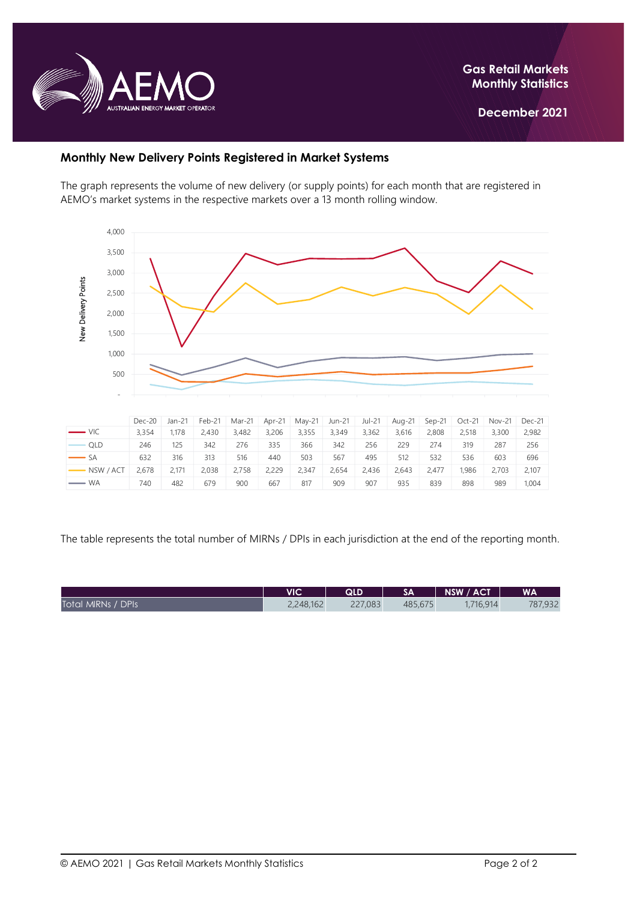## Monthly New Delivery Points Registered in Market Systems

The graph represents the volume of new delivery (or supply points) for each month that are registered in AEMO's market systems in the respective markets over a 13 month rolling window.

New Delivery Points

4,000
3,500
3,000
2,500
2,000
1,500
1,000
500
-

| | Dec-20 | Jan-21 | Feb-21 | Mar-21 | Apr-21 | May-21 | Jun-21 | Jul-21 | Aug-21 | Sep-21 | Oct-21 | Nov-21 | Dec-21 |
|---|---|---|---|---|---|---|---|---|---|---|---|---|---|
| VIC | 3,354 | 1,178 | 2,430 | 3,482 | 3,206 | 3,355 | 3,349 | 3,362 | 3,616 | 2,808 | 2,518 | 3,300 | 2,982 |
| QLD | 246 | 125 | 342 | 276 | 335 | 366 | 342 | 256 | 229 | 274 | 319 | 287 | 256 |
| SA | 632 | 316 | 313 | 516 | 440 | 503 | 567 | 495 | 512 | 532 | 536 | 603 | 696 |
| NSW / ACT | 2,678 | 2,171 | 2,038 | 2,758 | 2,229 | 2,347 | 2,654 | 2,436 | 2,643 | 2,477 | 1,986 | 2,703 | 2,107 |
| WA | 740 | 482 | 679 | 900 | 667 | 817 | 909 | 907 | 935 | 839 | 898 | 989 | 1,004 |

The table represents the total number of MIRNs / DPIs in each jurisdiction at the end of the reporting month.

| | VIC | QLD | SA | NSW / ACT | WA |
|---|---|---|---|---|---|
| Total MIRNs / DPIs | 2,248,162 | 227,083 | 485,675 | 1,716,914 | 787,932 |